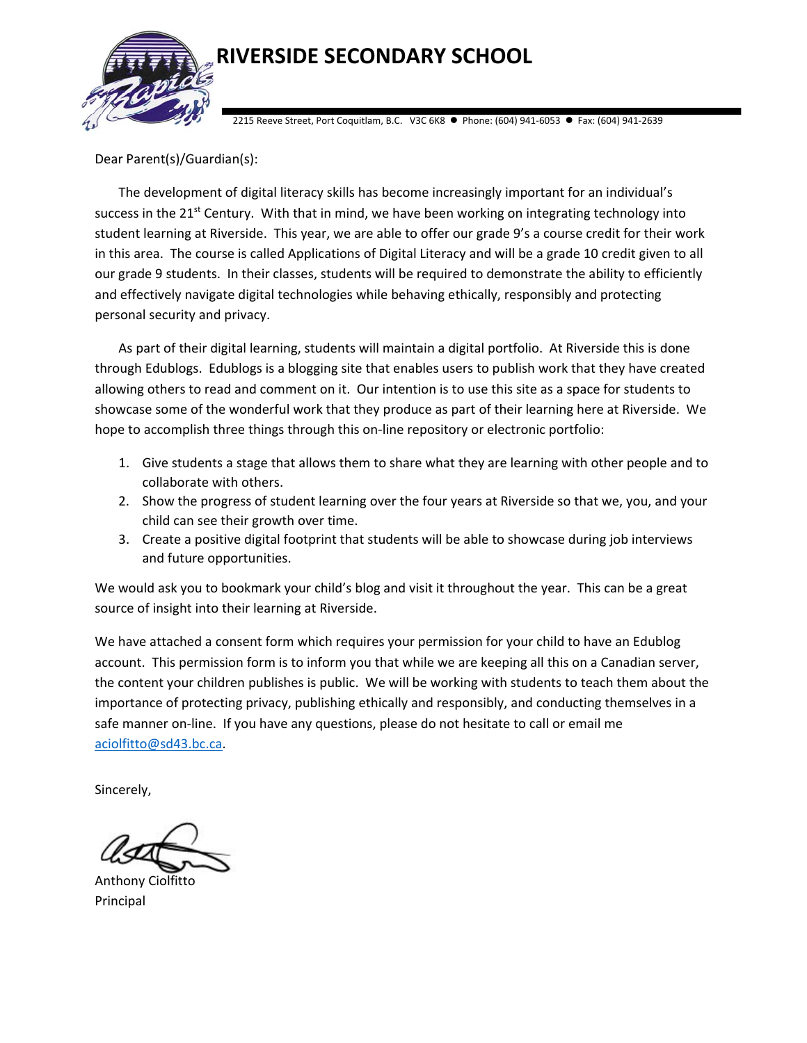# RIVERSIDE SECONDARY SCHOOL

2215 Reeve Street, Port Coquitlam, B.C. V3C 6K8 ● Phone: (604) 941-6053 ● Fax: (604) 941-2639

Dear Parent(s)/Guardian(s):

The development of digital literacy skills has become increasingly important for an individual's success in the 21st Century. With that in mind, we have been working on integrating technology into student learning at Riverside. This year, we are able to offer our grade 9's a course credit for their work in this area. The course is called Applications of Digital Literacy and will be a grade 10 credit given to all our grade 9 students. In their classes, students will be required to demonstrate the ability to efficiently and effectively navigate digital technologies while behaving ethically, responsibly and protecting personal security and privacy.

As part of their digital learning, students will maintain a digital portfolio. At Riverside this is done through Edublogs. Edublogs is a blogging site that enables users to publish work that they have created allowing others to read and comment on it. Our intention is to use this site as a space for students to showcase some of the wonderful work that they produce as part of their learning here at Riverside. We hope to accomplish three things through this on-line repository or electronic portfolio:

1. Give students a stage that allows them to share what they are learning with other people and to collaborate with others.
2. Show the progress of student learning over the four years at Riverside so that we, you, and your child can see their growth over time.
3. Create a positive digital footprint that students will be able to showcase during job interviews and future opportunities.

We would ask you to bookmark your child's blog and visit it throughout the year. This can be a great source of insight into their learning at Riverside.

We have attached a consent form which requires your permission for your child to have an Edublog account. This permission form is to inform you that while we are keeping all this on a Canadian server, the content your children publishes is public. We will be working with students to teach them about the importance of protecting privacy, publishing ethically and responsibly, and conducting themselves in a safe manner on-line. If you have any questions, please do not hesitate to call or email me aciolfitto@sd43.bc.ca.

Sincerely,

Anthony Ciolfitto
Principal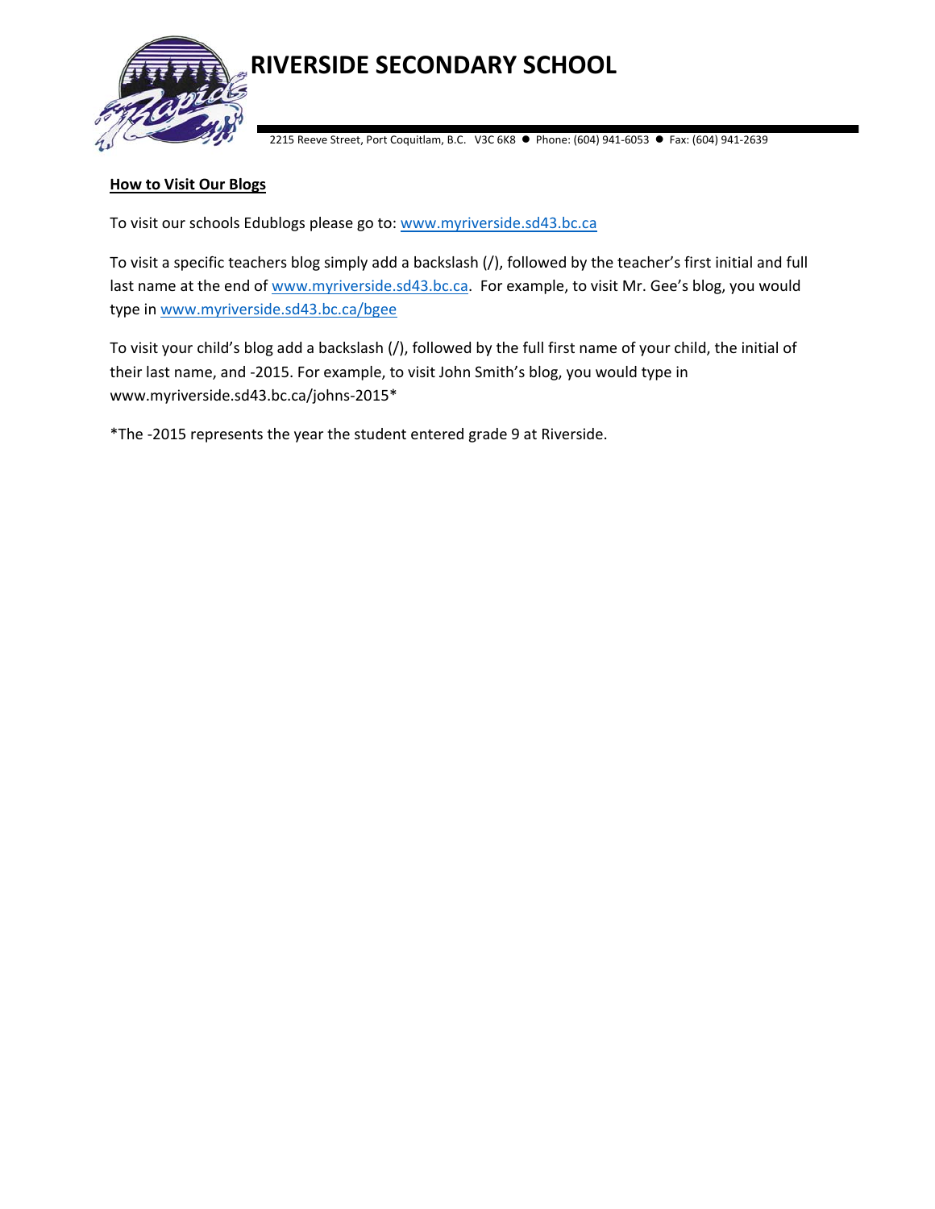# RIVERSIDE SECONDARY SCHOOL

2215 Reeve Street, Port Coquitlam, B.C. V3C 6K8 ● Phone: (604) 941-6053 ● Fax: (604) 941-2639

**How to Visit Our Blogs**

To visit our schools Edublogs please go to: www.myriverside.sd43.bc.ca

To visit a specific teachers blog simply add a backslash (/), followed by the teacher's first initial and full last name at the end of www.myriverside.sd43.bc.ca. For example, to visit Mr. Gee's blog, you would type in www.myriverside.sd43.bc.ca/bgee

To visit your child's blog add a backslash (/), followed by the full first name of your child, the initial of their last name, and -2015. For example, to visit John Smith's blog, you would type in www.myriverside.sd43.bc.ca/johns-2015*

*The -2015 represents the year the student entered grade 9 at Riverside.